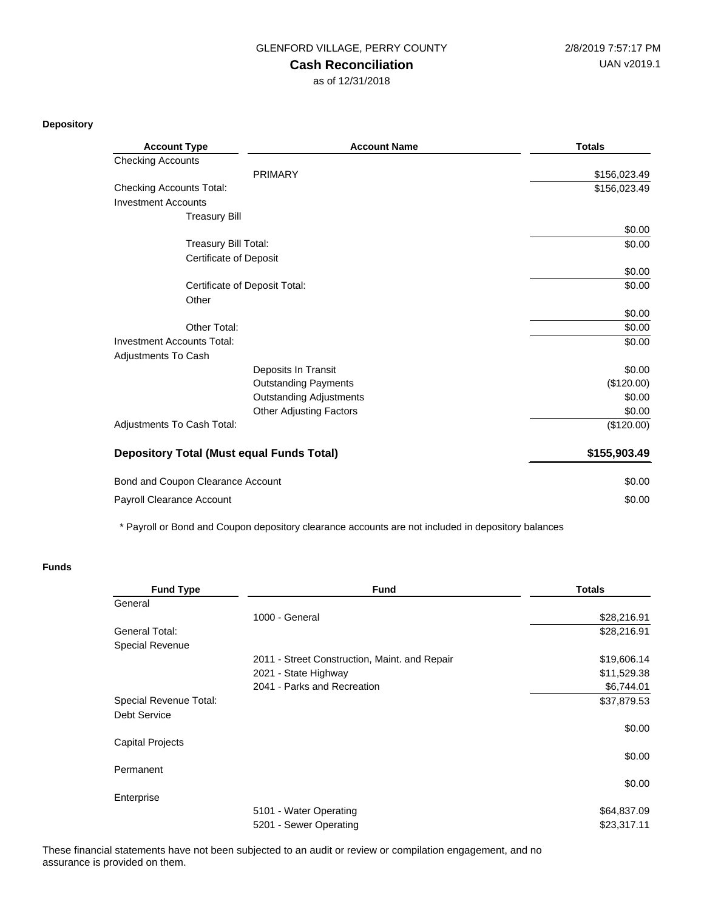GLENFORD VILLAGE, PERRY COUNTY

2/8/2019 7:57:17 PM

UAN v2019.1

# Cash Reconciliation

as of 12/31/2018

## Depository

| Account Type | Account Name | Totals |
|---|---|---|
| Checking Accounts | | |
| | PRIMARY | $156,023.49 |
| Checking Accounts Total: | | $156,023.49 |
| Investment Accounts | | |
| Treasury Bill | | |
| | | $0.00 |
| Treasury Bill Total: | | $0.00 |
| Certificate of Deposit | | |
| | | $0.00 |
| Certificate of Deposit Total: | | $0.00 |
| Other | | |
| | | $0.00 |
| Other Total: | | $0.00 |
| Investment Accounts Total: | | $0.00 |
| Adjustments To Cash | | |
| | Deposits In Transit | $0.00 |
| | Outstanding Payments | ($120.00) |
| | Outstanding Adjustments | $0.00 |
| | Other Adjusting Factors | $0.00 |
| Adjustments To Cash Total: | | ($120.00) |
| **Depository Total (Must equal Funds Total)** | | **$155,903.49** |
| Bond and Coupon Clearance Account | | $0.00 |
| Payroll Clearance Account | | $0.00 |

* Payroll or Bond and Coupon depository clearance accounts are not included in depository balances

## Funds

| Fund Type | Fund | Totals |
|---|---|---|
| General | | |
| | 1000 - General | $28,216.91 |
| General Total: | | $28,216.91 |
| Special Revenue | | |
| | 2011 - Street Construction, Maint. and Repair | $19,606.14 |
| | 2021 - State Highway | $11,529.38 |
| | 2041 - Parks and Recreation | $6,744.01 |
| Special Revenue Total: | | $37,879.53 |
| Debt Service | | |
| | | $0.00 |
| Capital Projects | | |
| | | $0.00 |
| Permanent | | |
| | | $0.00 |
| Enterprise | | |
| | 5101 - Water Operating | $64,837.09 |
| | 5201 - Sewer Operating | $23,317.11 |

These financial statements have not been subjected to an audit or review or compilation engagement, and no assurance is provided on them.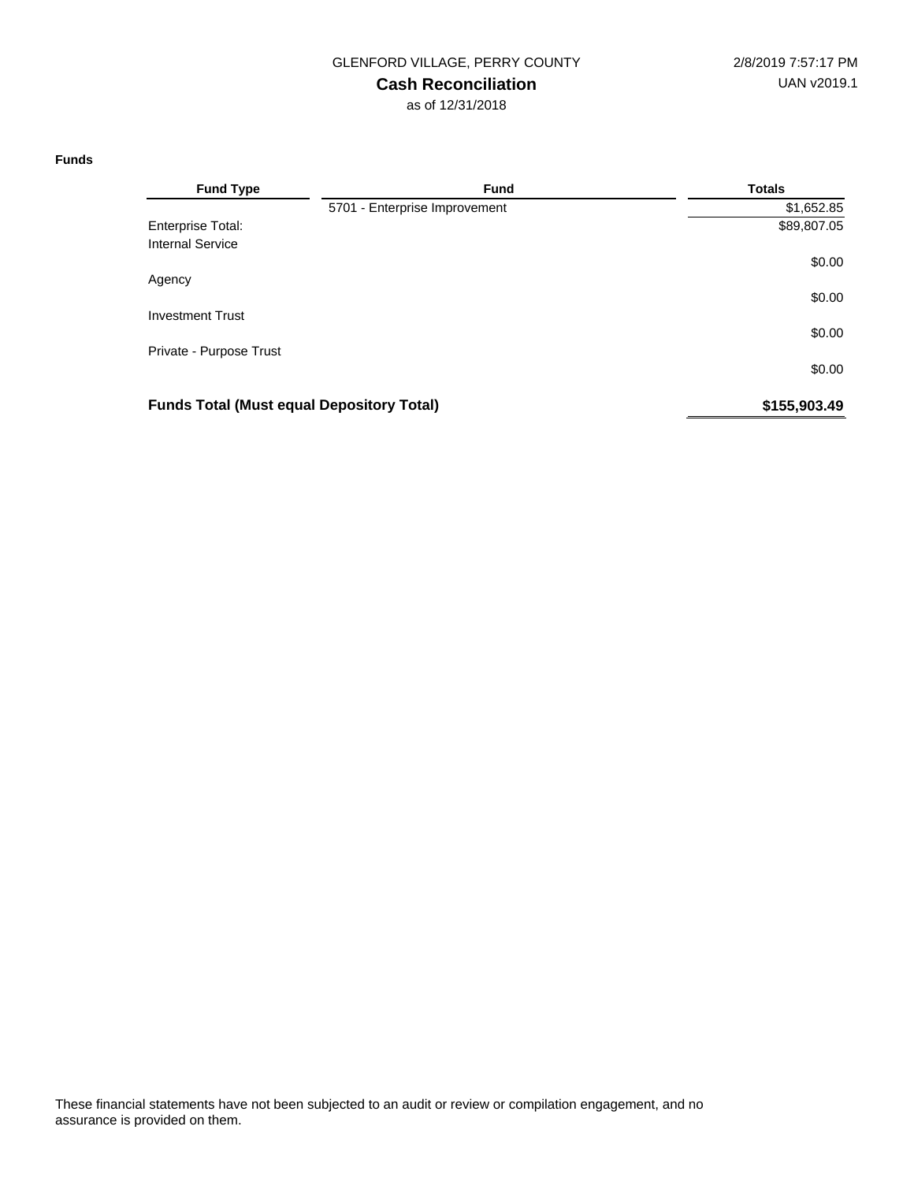GLENFORD VILLAGE, PERRY COUNTY

**Cash Reconciliation**

as of 12/31/2018

2/8/2019 7:57:17 PM

UAN v2019.1

**Funds**

| Fund Type | Fund | Totals |
| --- | --- | --- |
| | 5701 - Enterprise Improvement | $1,652.85 |
| Enterprise Total: | | $89,807.05 |
| Internal Service | | |
| | | $0.00 |
| Agency | | |
| | | $0.00 |
| Investment Trust | | |
| | | $0.00 |
| Private - Purpose Trust | | |
| | | $0.00 |
| **Funds Total (Must equal Depository Total)** | | **$155,903.49** |

These financial statements have not been subjected to an audit or review or compilation engagement, and no assurance is provided on them.